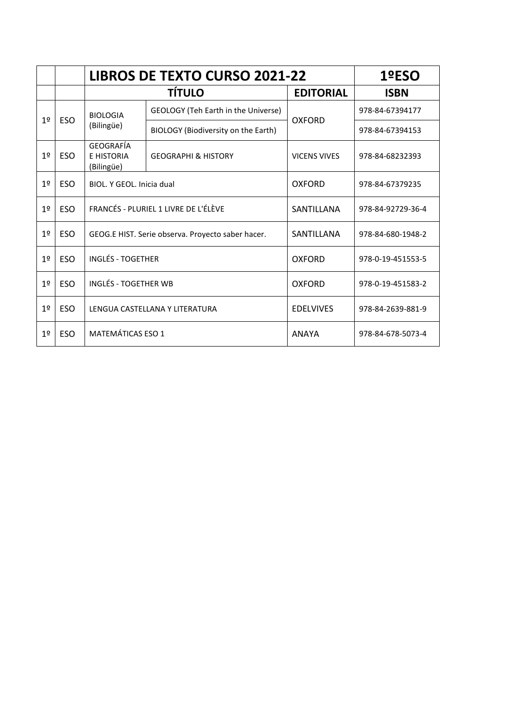| | | LIBROS DE TEXTO CURSO 2021-22 | | | 1ºESO |
|---|---|---|---|---|---|
| | | TÍTULO | | EDITORIAL | ISBN |
| 1º | ESO | BIOLOGIA (Bilingüe) | GEOLOGY (Teh Earth in the Universe) | OXFORD | 978-84-67394177 |
| | | | BIOLOGY (Biodiversity on the Earth) | | 978-84-67394153 |
| 1º | ESO | GEOGRAFÍA E HISTORIA (Bilingüe) | GEOGRAPHI & HISTORY | VICENS VIVES | 978-84-68232393 |
| 1º | ESO | BIOL. Y GEOL. Inicia dual | | OXFORD | 978-84-67379235 |
| 1º | ESO | FRANCÉS - PLURIEL 1 LIVRE DE L'ÉLÈVE | | SANTILLANA | 978-84-92729-36-4 |
| 1º | ESO | GEOG.E HIST. Serie observa. Proyecto saber hacer. | | SANTILLANA | 978-84-680-1948-2 |
| 1º | ESO | INGLÉS - TOGETHER | | OXFORD | 978-0-19-451553-5 |
| 1º | ESO | INGLÉS - TOGETHER WB | | OXFORD | 978-0-19-451583-2 |
| 1º | ESO | LENGUA CASTELLANA Y LITERATURA | | EDELVIVES | 978-84-2639-881-9 |
| 1º | ESO | MATEMÁTICAS ESO 1 | | ANAYA | 978-84-678-5073-4 |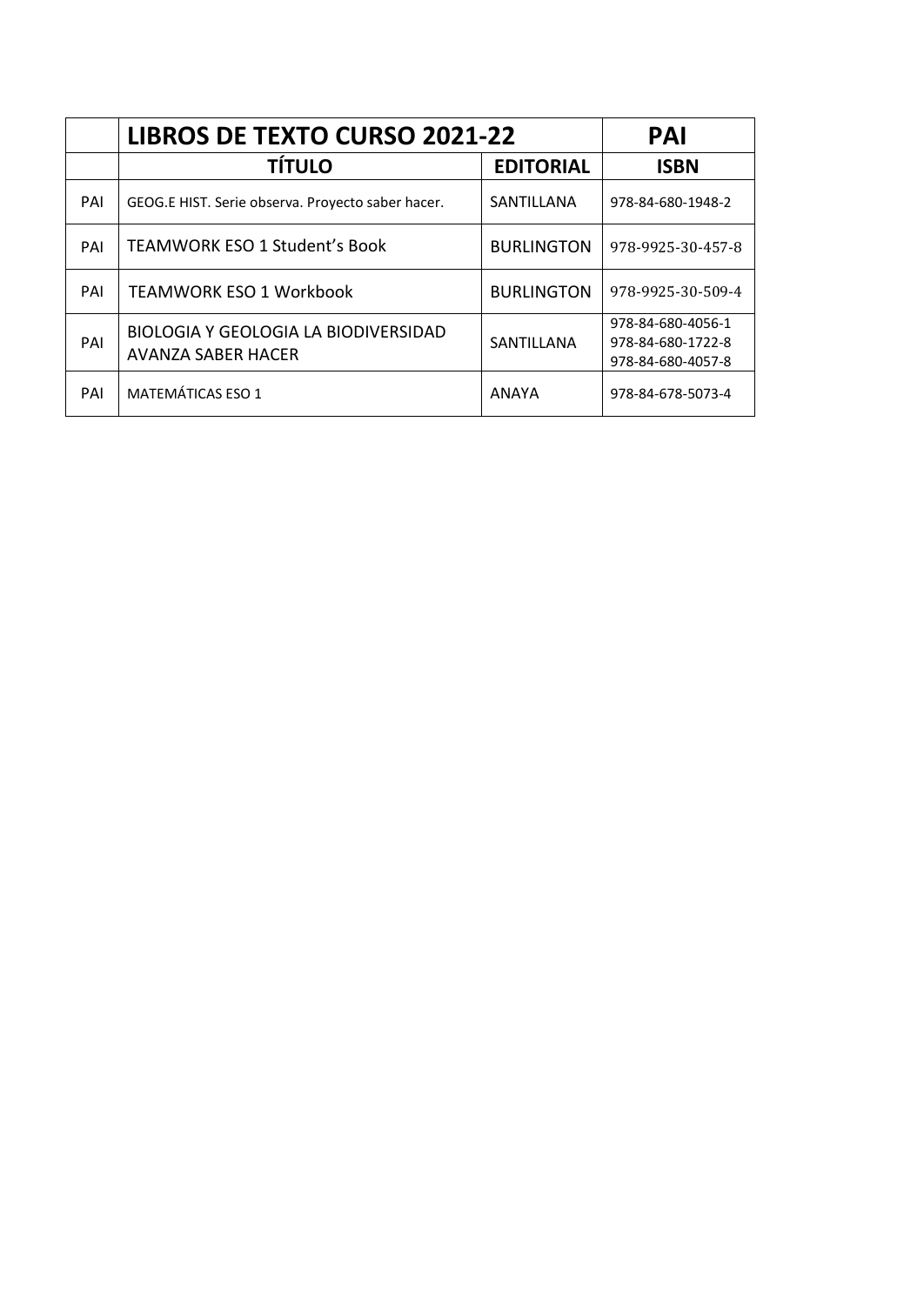| | LIBROS DE TEXTO CURSO 2021-22 | | PAI |
|---|---|---|---|
| | **TÍTULO** | **EDITORIAL** | **ISBN** |
| PAI | GEOG.E HIST. Serie observa. Proyecto saber hacer. | SANTILLANA | 978-84-680-1948-2 |
| PAI | TEAMWORK ESO 1 Student's Book | BURLINGTON | 978-9925-30-457-8 |
| PAI | TEAMWORK ESO 1 Workbook | BURLINGTON | 978-9925-30-509-4 |
| PAI | BIOLOGIA Y GEOLOGIA LA BIODIVERSIDAD AVANZA SABER HACER | SANTILLANA | 978-84-680-4056-1 978-84-680-1722-8 978-84-680-4057-8 |
| PAI | MATEMÁTICAS ESO 1 | ANAYA | 978-84-678-5073-4 |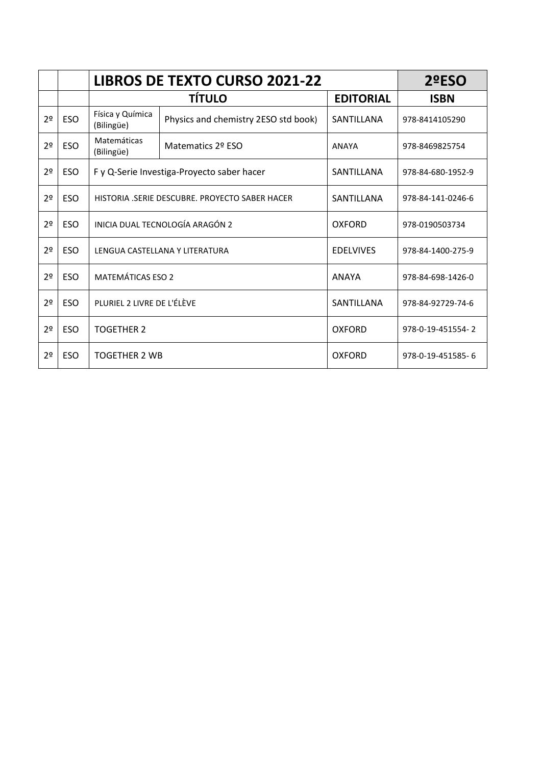| | | LIBROS DE TEXTO CURSO 2021-22 | | | 2ºESO |
|---|---|---|---|---|---|
| | | TÍTULO | | EDITORIAL | ISBN |
| 2º | ESO | Física y Química (Bilingüe) | Physics and chemistry 2ESO std book) | SANTILLANA | 978-8414105290 |
| 2º | ESO | Matemáticas (Bilingüe) | Matematics 2º ESO | ANAYA | 978-8469825754 |
| 2º | ESO | F y Q-Serie Investiga-Proyecto saber hacer | | SANTILLANA | 978-84-680-1952-9 |
| 2º | ESO | HISTORIA .SERIE DESCUBRE. PROYECTO SABER HACER | | SANTILLANA | 978-84-141-0246-6 |
| 2º | ESO | INICIA DUAL TECNOLOGÍA ARAGÓN 2 | | OXFORD | 978-0190503734 |
| 2º | ESO | LENGUA CASTELLANA Y LITERATURA | | EDELVIVES | 978-84-1400-275-9 |
| 2º | ESO | MATEMÁTICAS ESO 2 | | ANAYA | 978-84-698-1426-0 |
| 2º | ESO | PLURIEL 2 LIVRE DE L'ÉLÈVE | | SANTILLANA | 978-84-92729-74-6 |
| 2º | ESO | TOGETHER 2 | | OXFORD | 978-0-19-451554- 2 |
| 2º | ESO | TOGETHER 2 WB | | OXFORD | 978-0-19-451585- 6 |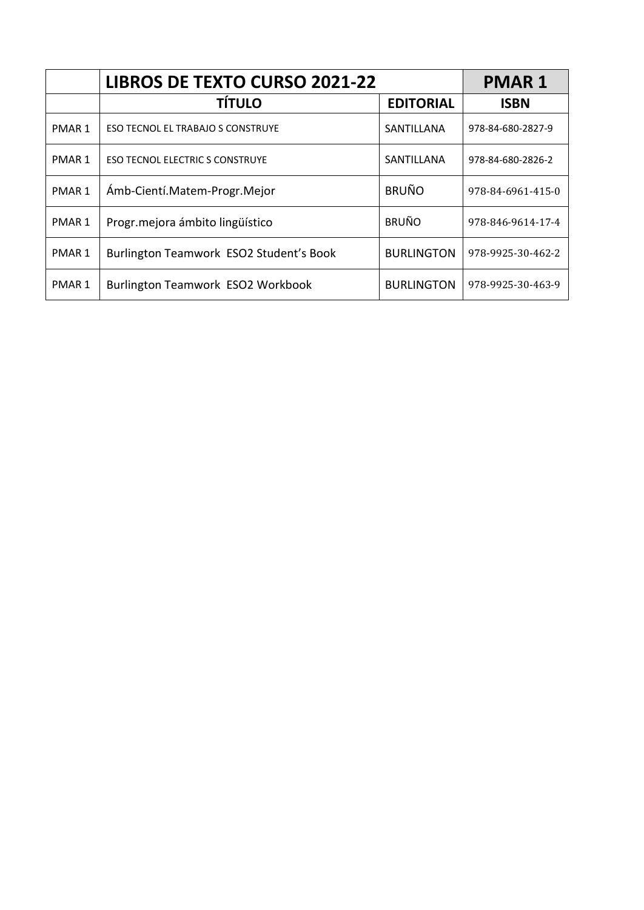| | LIBROS DE TEXTO CURSO 2021-22 | | PMAR 1 |
|---|---|---|---|
| | **TÍTULO** | **EDITORIAL** | **ISBN** |
| PMAR 1 | ESO TECNOL EL TRABAJO S CONSTRUYE | SANTILLANA | 978-84-680-2827-9 |
| PMAR 1 | ESO TECNOL ELECTRIC S CONSTRUYE | SANTILLANA | 978-84-680-2826-2 |
| PMAR 1 | Ámb-Cientí.Matem-Progr.Mejor | BRUÑO | 978-84-6961-415-0 |
| PMAR 1 | Progr.mejora ámbito lingüístico | BRUÑO | 978-846-9614-17-4 |
| PMAR 1 | Burlington Teamwork ESO2 Student's Book | BURLINGTON | 978-9925-30-462-2 |
| PMAR 1 | Burlington Teamwork ESO2 Workbook | BURLINGTON | 978-9925-30-463-9 |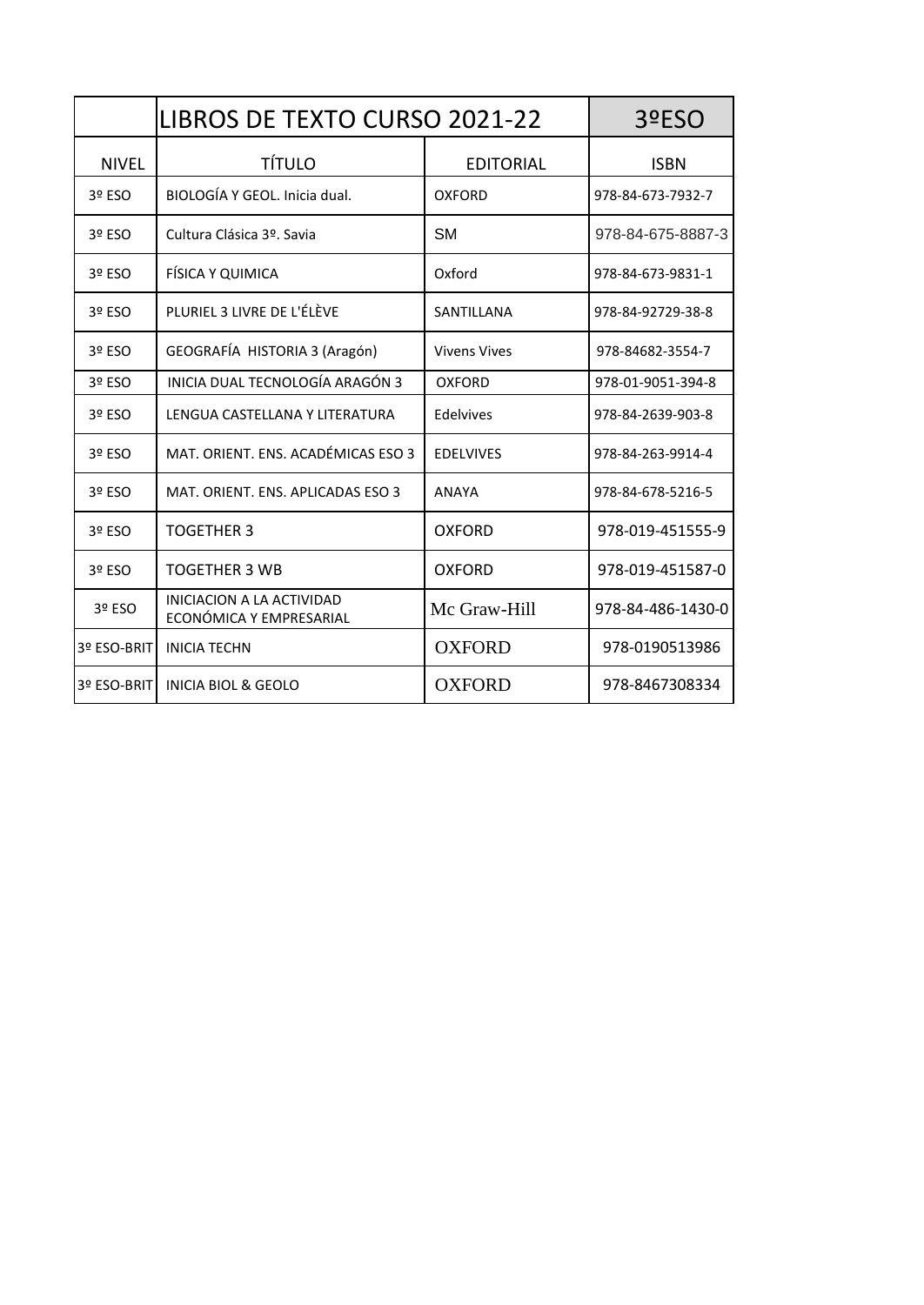| | LIBROS DE TEXTO CURSO 2021-22 | | 3ºESO |
|---|---|---|---|
| NIVEL | TÍTULO | EDITORIAL | ISBN |
| 3º ESO | BIOLOGÍA Y GEOL. Inicia dual. | OXFORD | 978-84-673-7932-7 |
| 3º ESO | Cultura Clásica 3º. Savia | SM | 978-84-675-8887-3 |
| 3º ESO | FÍSICA Y QUIMICA | Oxford | 978-84-673-9831-1 |
| 3º ESO | PLURIEL 3 LIVRE DE L'ÉLÈVE | SANTILLANA | 978-84-92729-38-8 |
| 3º ESO | GEOGRAFÍA HISTORIA 3 (Aragón) | Vivens Vives | 978-84682-3554-7 |
| 3º ESO | INICIA DUAL TECNOLOGÍA ARAGÓN 3 | OXFORD | 978-01-9051-394-8 |
| 3º ESO | LENGUA CASTELLANA Y LITERATURA | Edelvives | 978-84-2639-903-8 |
| 3º ESO | MAT. ORIENT. ENS. ACADÉMICAS ESO 3 | EDELVIVES | 978-84-263-9914-4 |
| 3º ESO | MAT. ORIENT. ENS. APLICADAS ESO 3 | ANAYA | 978-84-678-5216-5 |
| 3º ESO | TOGETHER 3 | OXFORD | 978-019-451555-9 |
| 3º ESO | TOGETHER 3 WB | OXFORD | 978-019-451587-0 |
| 3º ESO | INICIACION A LA ACTIVIDAD ECONÓMICA Y EMPRESARIAL | Mc Graw-Hill | 978-84-486-1430-0 |
| 3º ESO-BRIT | INICIA TECHN | OXFORD | 978-0190513986 |
| 3º ESO-BRIT | INICIA BIOL & GEOLO | OXFORD | 978-8467308334 |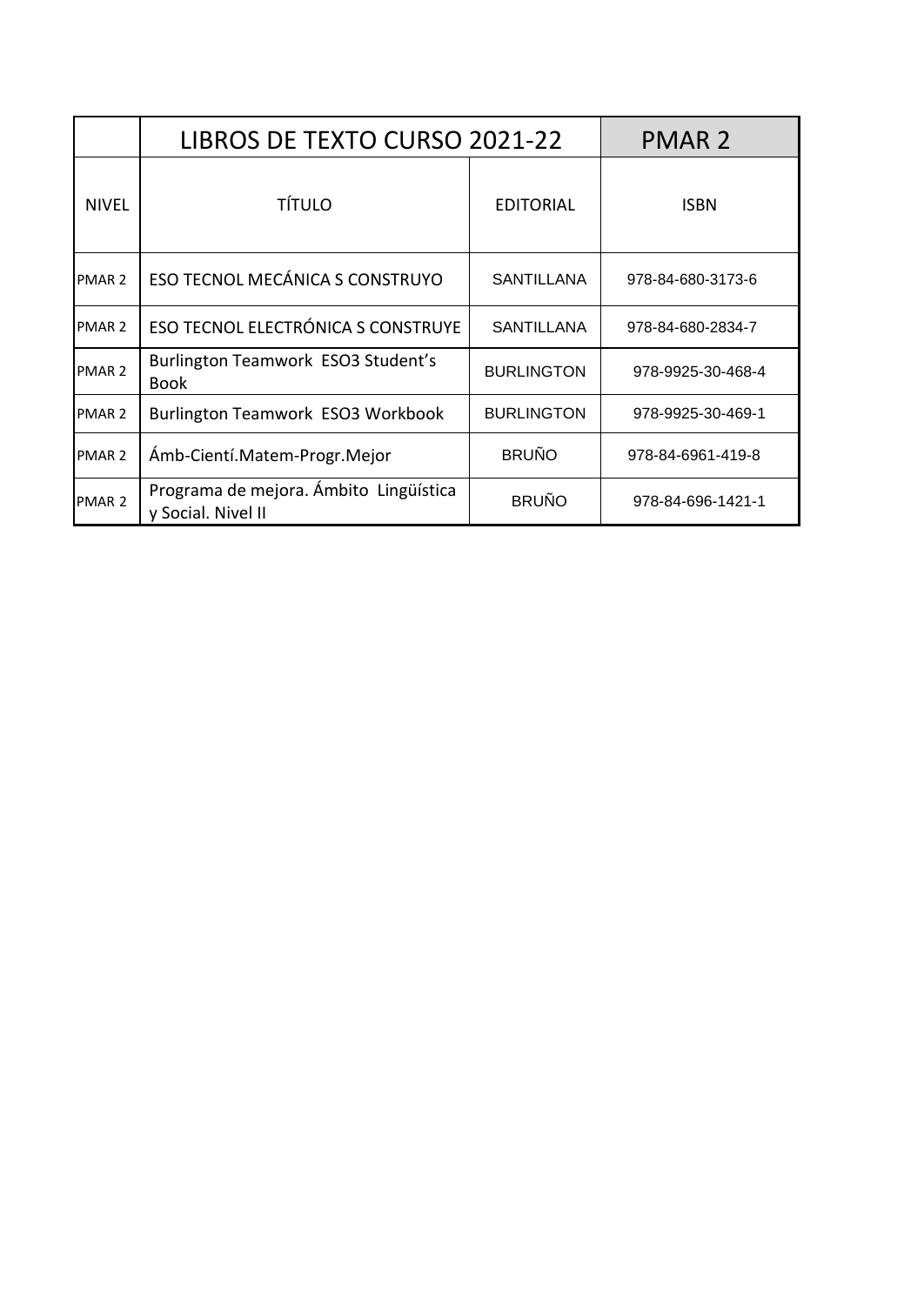| | LIBROS DE TEXTO CURSO 2021-22 | | PMAR 2 |
|---|---|---|---|
| NIVEL | TÍTULO | EDITORIAL | ISBN |
| PMAR 2 | ESO TECNOL MECÁNICA S CONSTRUYO | SANTILLANA | 978-84-680-3173-6 |
| PMAR 2 | ESO TECNOL ELECTRÓNICA S CONSTRUYE | SANTILLANA | 978-84-680-2834-7 |
| PMAR 2 | Burlington Teamwork ESO3 Student's Book | BURLINGTON | 978-9925-30-468-4 |
| PMAR 2 | Burlington Teamwork ESO3 Workbook | BURLINGTON | 978-9925-30-469-1 |
| PMAR 2 | Ámb-Cientí.Matem-Progr.Mejor | BRUÑO | 978-84-6961-419-8 |
| PMAR 2 | Programa de mejora. Ámbito Lingüística y Social. Nivel II | BRUÑO | 978-84-696-1421-1 |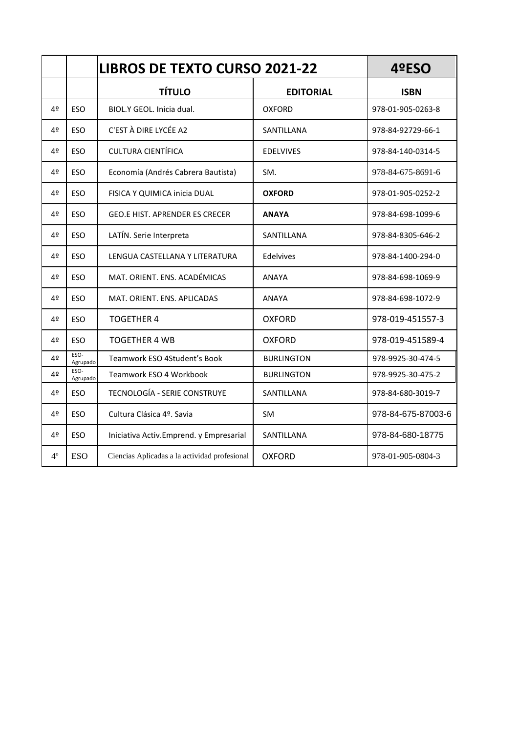| | | LIBROS DE TEXTO CURSO 2021-22 | | 4ºESO |
|---|---|---|---|---|
| | | **TÍTULO** | **EDITORIAL** | **ISBN** |
| 4º | ESO | BIOL.Y GEOL. Inicia dual. | OXFORD | 978-01-905-0263-8 |
| 4º | ESO | C'EST À DIRE LYCÉE A2 | SANTILLANA | 978-84-92729-66-1 |
| 4º | ESO | CULTURA CIENTÍFICA | EDELVIVES | 978-84-140-0314-5 |
| 4º | ESO | Economía (Andrés Cabrera Bautista) | SM. | 978-84-675-8691-6 |
| 4º | ESO | FISICA Y QUIMICA inicia DUAL | **OXFORD** | 978-01-905-0252-2 |
| 4º | ESO | GEO.E HIST. APRENDER ES CRECER | **ANAYA** | 978-84-698-1099-6 |
| 4º | ESO | LATÍN. Serie Interpreta | SANTILLANA | 978-84-8305-646-2 |
| 4º | ESO | LENGUA CASTELLANA Y LITERATURA | Edelvives | 978-84-1400-294-0 |
| 4º | ESO | MAT. ORIENT. ENS. ACADÉMICAS | ANAYA | 978-84-698-1069-9 |
| 4º | ESO | MAT. ORIENT. ENS. APLICADAS | ANAYA | 978-84-698-1072-9 |
| 4º | ESO | TOGETHER 4 | OXFORD | 978-019-451557-3 |
| 4º | ESO | TOGETHER 4 WB | OXFORD | 978-019-451589-4 |
| 4º | ESO-Agrupado | Teamwork ESO 4Student's Book | BURLINGTON | 978-9925-30-474-5 |
| 4º | ESO-Agrupado | Teamwork ESO 4 Workbook | BURLINGTON | 978-9925-30-475-2 |
| 4º | ESO | TECNOLOGÍA - SERIE CONSTRUYE | SANTILLANA | 978-84-680-3019-7 |
| 4º | ESO | Cultura Clásica 4º. Savia | SM | 978-84-675-87003-6 |
| 4º | ESO | Iniciativa Activ.Emprend. y Empresarial | SANTILLANA | 978-84-680-18775 |
| 4º | ESO | Ciencias Aplicadas a la actividad profesional | OXFORD | 978-01-905-0804-3 |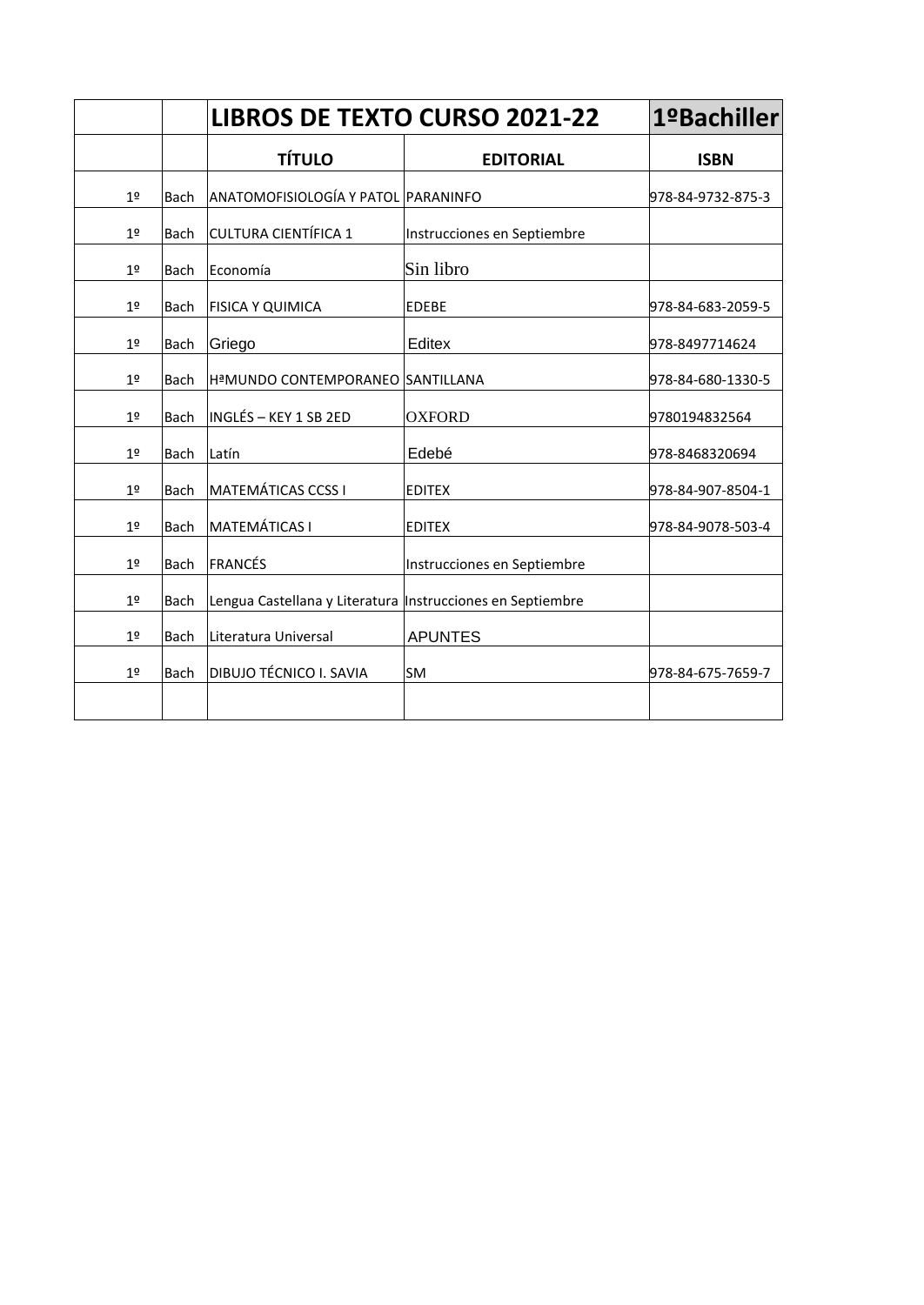| | | LIBROS DE TEXTO CURSO 2021-22 | | 1ºBachiller |
|---|---|---|---|---|
| | | **TÍTULO** | **EDITORIAL** | **ISBN** |
| 1º | Bach | ANATOMOFISIOLOGÍA Y PATOL | PARANINFO | 978-84-9732-875-3 |
| 1º | Bach | CULTURA CIENTÍFICA 1 | Instrucciones en Septiembre | |
| 1º | Bach | Economía | Sin libro | |
| 1º | Bach | FISICA Y QUIMICA | EDEBE | 978-84-683-2059-5 |
| 1º | Bach | Griego | Editex | 978-8497714624 |
| 1º | Bach | HªMUNDO CONTEMPORANEO | SANTILLANA | 978-84-680-1330-5 |
| 1º | Bach | INGLÉS – KEY 1 SB 2ED | OXFORD | 9780194832564 |
| 1º | Bach | Latín | Edebé | 978-8468320694 |
| 1º | Bach | MATEMÁTICAS CCSS I | EDITEX | 978-84-907-8504-1 |
| 1º | Bach | MATEMÁTICAS I | EDITEX | 978-84-9078-503-4 |
| 1º | Bach | FRANCÉS | Instrucciones en Septiembre | |
| 1º | Bach | Lengua Castellana y Literatura | Instrucciones en Septiembre | |
| 1º | Bach | Literatura Universal | APUNTES | |
| 1º | Bach | DIBUJO TÉCNICO I. SAVIA | SM | 978-84-675-7659-7 |
| | | | | |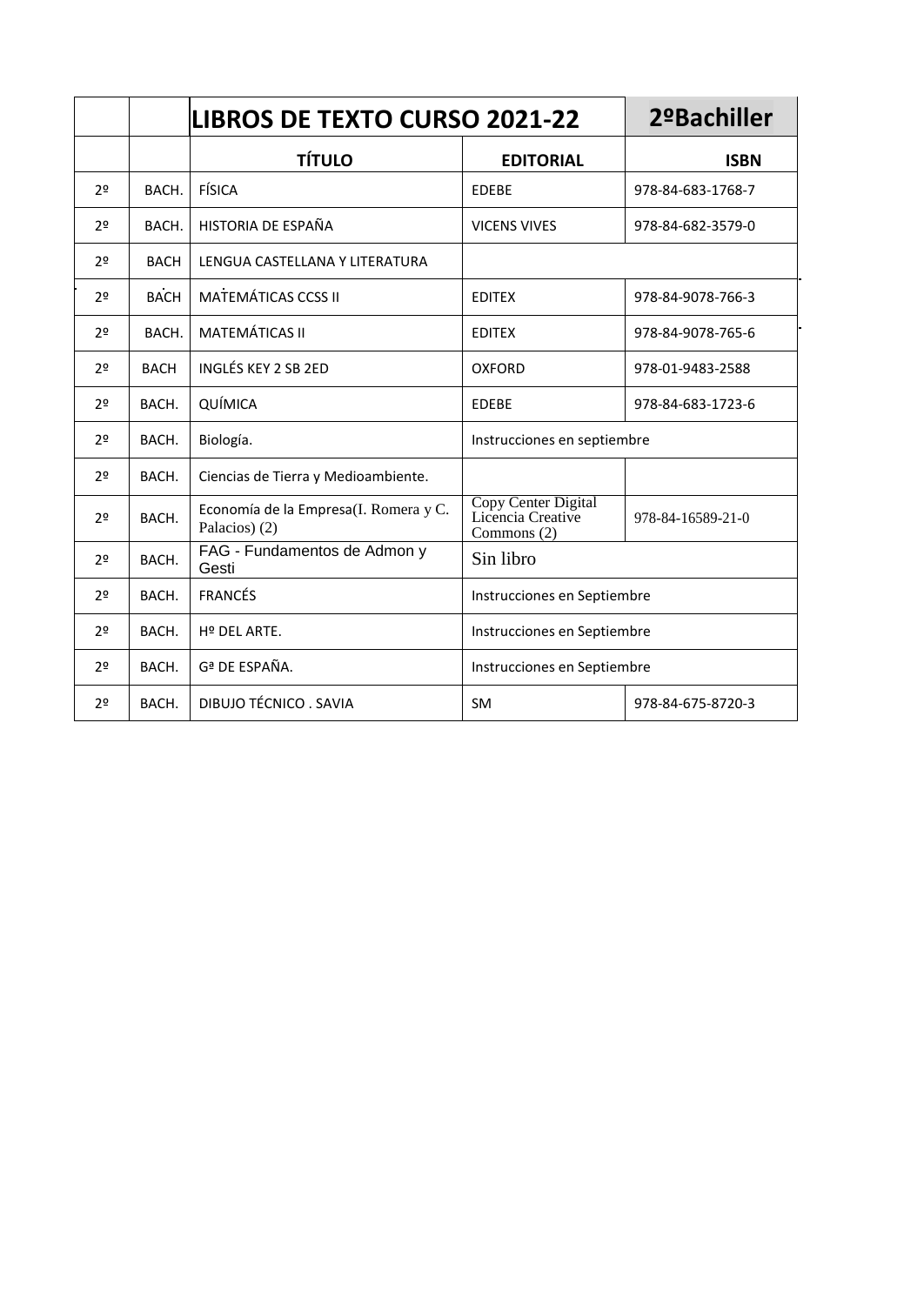| | | LIBROS DE TEXTO CURSO 2021-22 | | 2ºBachiller |
|---|---|---|---|---|
| | | **TÍTULO** | **EDITORIAL** | **ISBN** |
| 2º | BACH. | FÍSICA | EDEBE | 978-84-683-1768-7 |
| 2º | BACH. | HISTORIA DE ESPAÑA | VICENS VIVES | 978-84-682-3579-0 |
| 2º | BACH | LENGUA CASTELLANA Y LITERATURA | | |
| 2º | BACH | MATEMÁTICAS CCSS II | EDITEX | 978-84-9078-766-3 |
| 2º | BACH. | MATEMÁTICAS II | EDITEX | 978-84-9078-765-6 |
| 2º | BACH | INGLÉS KEY 2 SB 2ED | OXFORD | 978-01-9483-2588 |
| 2º | BACH. | QUÍMICA | EDEBE | 978-84-683-1723-6 |
| 2º | BACH. | Biología. | Instrucciones en septiembre | |
| 2º | BACH. | Ciencias de Tierra y Medioambiente. | | |
| 2º | BACH. | Economía de la Empresa(I. Romera y C. Palacios) (2) | Copy Center Digital Licencia Creative Commons (2) | 978-84-16589-21-0 |
| 2º | BACH. | FAG - Fundamentos de Admon y Gesti | Sin libro | |
| 2º | BACH. | FRANCÉS | Instrucciones en Septiembre | |
| 2º | BACH. | Hº DEL ARTE. | Instrucciones en Septiembre | |
| 2º | BACH. | Gª DE ESPAÑA. | Instrucciones en Septiembre | |
| 2º | BACH. | DIBUJO TÉCNICO . SAVIA | SM | 978-84-675-8720-3 |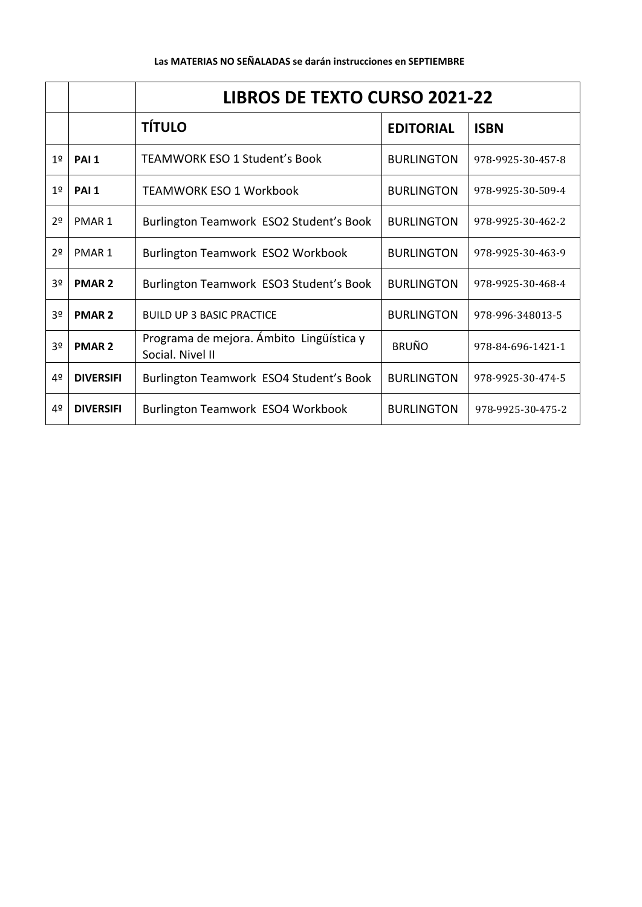**Las MATERIAS NO SEÑALADAS se darán instrucciones en SEPTIEMBRE**

| | | **LIBROS DE TEXTO CURSO 2021-22** | | |
|---|---|---|---|---|
| | | **TÍTULO** | **EDITORIAL** | **ISBN** |
| 1º | **PAI 1** | TEAMWORK ESO 1 Student's Book | BURLINGTON | 978-9925-30-457-8 |
| 1º | **PAI 1** | TEAMWORK ESO 1 Workbook | BURLINGTON | 978-9925-30-509-4 |
| 2º | PMAR 1 | Burlington Teamwork ESO2 Student's Book | BURLINGTON | 978-9925-30-462-2 |
| 2º | PMAR 1 | Burlington Teamwork ESO2 Workbook | BURLINGTON | 978-9925-30-463-9 |
| 3º | **PMAR 2** | Burlington Teamwork ESO3 Student's Book | BURLINGTON | 978-9925-30-468-4 |
| 3º | **PMAR 2** | BUILD UP 3 BASIC PRACTICE | BURLINGTON | 978-996-348013-5 |
| 3º | **PMAR 2** | Programa de mejora. Ámbito Lingüística y Social. Nivel II | BRUÑO | 978-84-696-1421-1 |
| 4º | **DIVERSIFI** | Burlington Teamwork ESO4 Student's Book | BURLINGTON | 978-9925-30-474-5 |
| 4º | **DIVERSIFI** | Burlington Teamwork ESO4 Workbook | BURLINGTON | 978-9925-30-475-2 |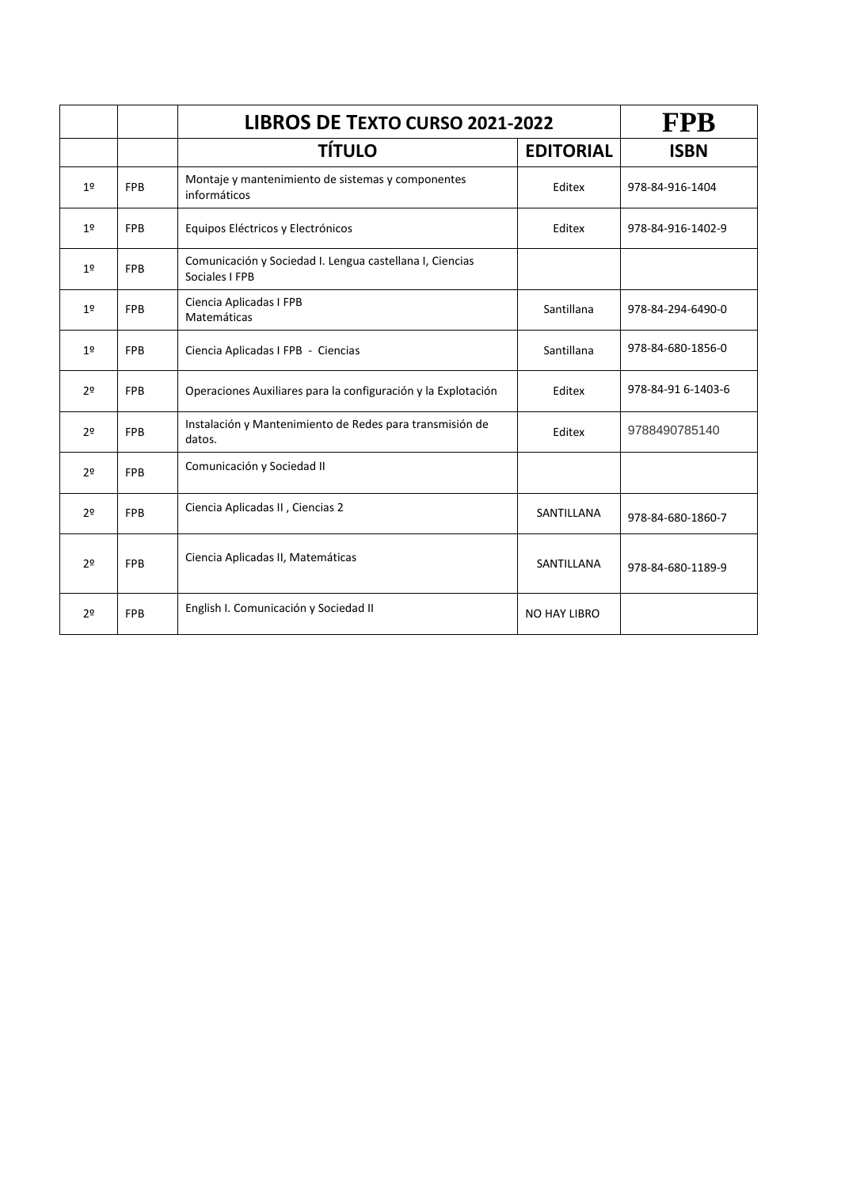| | | LIBROS DE TEXTO CURSO 2021-2022 | | FPB |
|---|---|---|---|---|
| | | TÍTULO | EDITORIAL | ISBN |
| 1º | FPB | Montaje y mantenimiento de sistemas y componentes informáticos | Editex | 978-84-916-1404 |
| 1º | FPB | Equipos Eléctricos y Electrónicos | Editex | 978-84-916-1402-9 |
| 1º | FPB | Comunicación y Sociedad I. Lengua castellana I, Ciencias Sociales I FPB | | |
| 1º | FPB | Ciencia Aplicadas I FPB Matemáticas | Santillana | 978-84-294-6490-0 |
| 1º | FPB | Ciencia Aplicadas I FPB - Ciencias | Santillana | 978-84-680-1856-0 |
| 2º | FPB | Operaciones Auxiliares para la configuración y la Explotación | Editex | 978-84-91 6-1403-6 |
| 2º | FPB | Instalación y Mantenimiento de Redes para transmisión de datos. | Editex | 9788490785140 |
| 2º | FPB | Comunicación y Sociedad II | | |
| 2º | FPB | Ciencia Aplicadas II , Ciencias 2 | SANTILLANA | 978-84-680-1860-7 |
| 2º | FPB | Ciencia Aplicadas II, Matemáticas | SANTILLANA | 978-84-680-1189-9 |
| 2º | FPB | English I. Comunicación y Sociedad II | NO HAY LIBRO | |